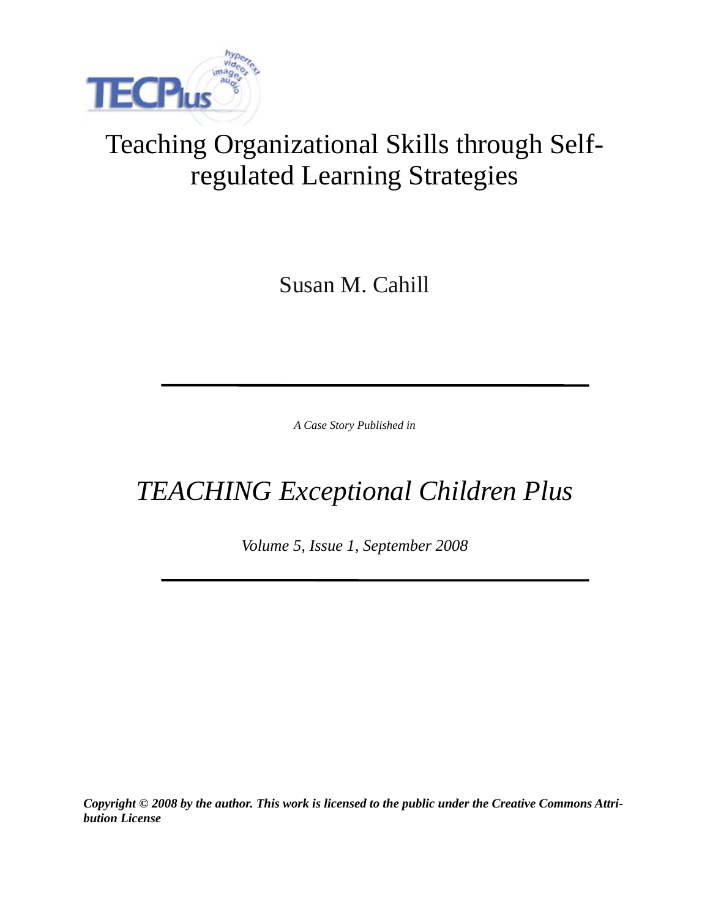# Teaching Organizational Skills through Self-regulated Learning Strategies

Susan M. Cahill

---

*A Case Story Published in*

## *TEACHING Exceptional Children Plus*

*Volume 5, Issue 1, September 2008*

---

***Copyright © 2008 by the author. This work is licensed to the public under the Creative Commons Attribution License***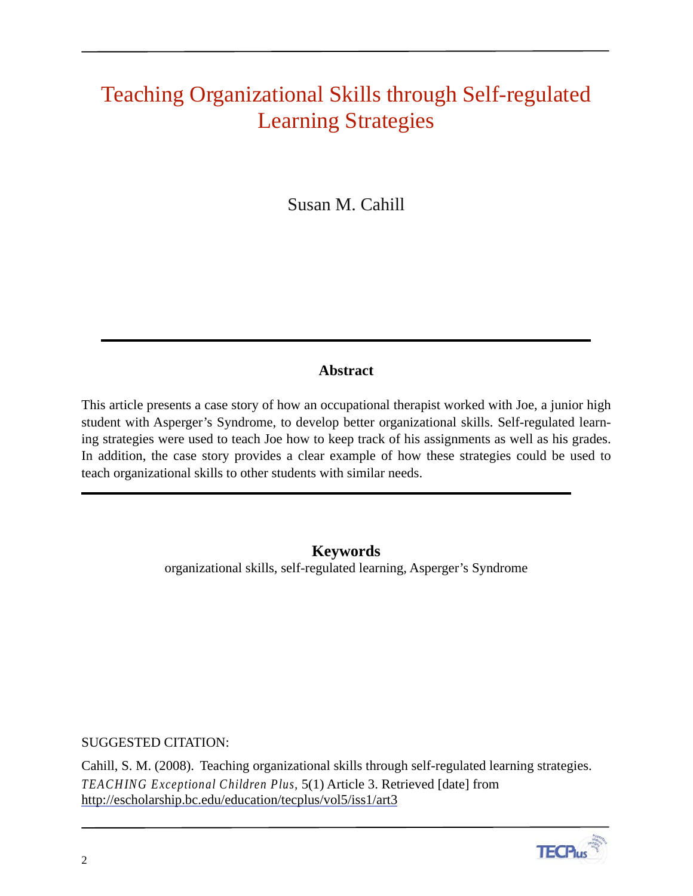# Teaching Organizational Skills through Self-regulated Learning Strategies

Susan M. Cahill

## Abstract

This article presents a case story of how an occupational therapist worked with Joe, a junior high student with Asperger's Syndrome, to develop better organizational skills. Self-regulated learning strategies were used to teach Joe how to keep track of his assignments as well as his grades. In addition, the case story provides a clear example of how these strategies could be used to teach organizational skills to other students with similar needs.

## Keywords

organizational skills, self-regulated learning, Asperger's Syndrome

SUGGESTED CITATION:

Cahill, S. M. (2008). Teaching organizational skills through self-regulated learning strategies. *TEACHING Exceptional Children Plus,* 5(1) Article 3. Retrieved [date] from http://escholarship.bc.edu/education/tecplus/vol5/iss1/art3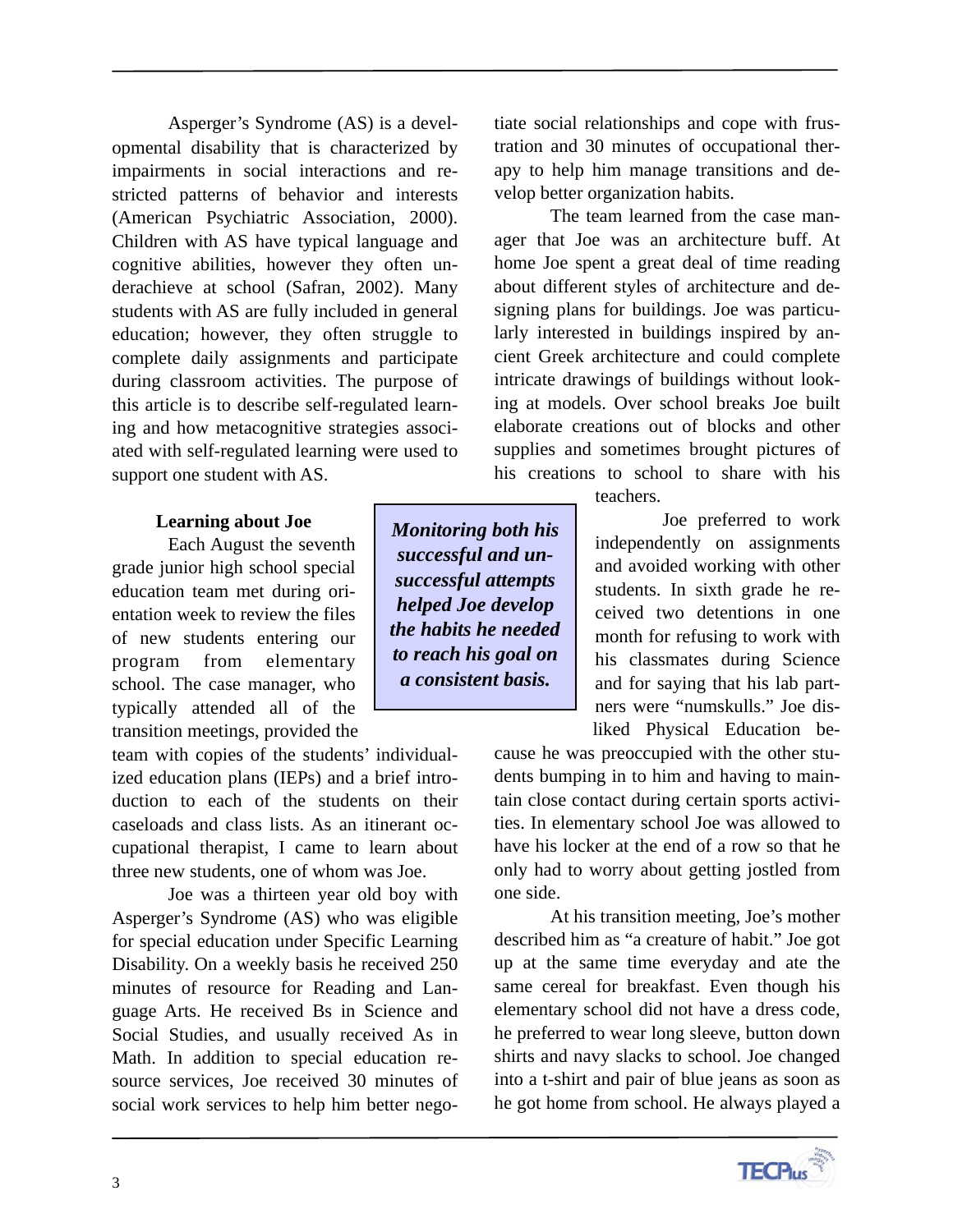Asperger's Syndrome (AS) is a developmental disability that is characterized by impairments in social interactions and restricted patterns of behavior and interests (American Psychiatric Association, 2000). Children with AS have typical language and cognitive abilities, however they often underachieve at school (Safran, 2002). Many students with AS are fully included in general education; however, they often struggle to complete daily assignments and participate during classroom activities. The purpose of this article is to describe self-regulated learning and how metacognitive strategies associated with self-regulated learning were used to support one student with AS.

### Learning about Joe

Each August the seventh grade junior high school special education team met during orientation week to review the files of new students entering our program from elementary school. The case manager, who typically attended all of the transition meetings, provided the team with copies of the students' individualized education plans (IEPs) and a brief introduction to each of the students on their caseloads and class lists. As an itinerant occupational therapist, I came to learn about three new students, one of whom was Joe.

Joe was a thirteen year old boy with Asperger's Syndrome (AS) who was eligible for special education under Specific Learning Disability. On a weekly basis he received 250 minutes of resource for Reading and Language Arts. He received Bs in Science and Social Studies, and usually received As in Math. In addition to special education resource services, Joe received 30 minutes of social work services to help him better negotiate social relationships and cope with frustration and 30 minutes of occupational therapy to help him manage transitions and develop better organization habits.

The team learned from the case manager that Joe was an architecture buff. At home Joe spent a great deal of time reading about different styles of architecture and designing plans for buildings. Joe was particularly interested in buildings inspired by ancient Greek architecture and could complete intricate drawings of buildings without looking at models. Over school breaks Joe built elaborate creations out of blocks and other supplies and sometimes brought pictures of his creations to school to share with his teachers.

> ***Monitoring both his successful and unsuccessful attempts helped Joe develop the habits he needed to reach his goal on a consistent basis.***

Joe preferred to work independently on assignments and avoided working with other students. In sixth grade he received two detentions in one month for refusing to work with his classmates during Science and for saying that his lab partners were "numskulls." Joe disliked Physical Education because he was preoccupied with the other students bumping in to him and having to maintain close contact during certain sports activities. In elementary school Joe was allowed to have his locker at the end of a row so that he only had to worry about getting jostled from one side.

At his transition meeting, Joe's mother described him as "a creature of habit." Joe got up at the same time everyday and ate the same cereal for breakfast. Even though his elementary school did not have a dress code, he preferred to wear long sleeve, button down shirts and navy slacks to school. Joe changed into a t-shirt and pair of blue jeans as soon as he got home from school. He always played a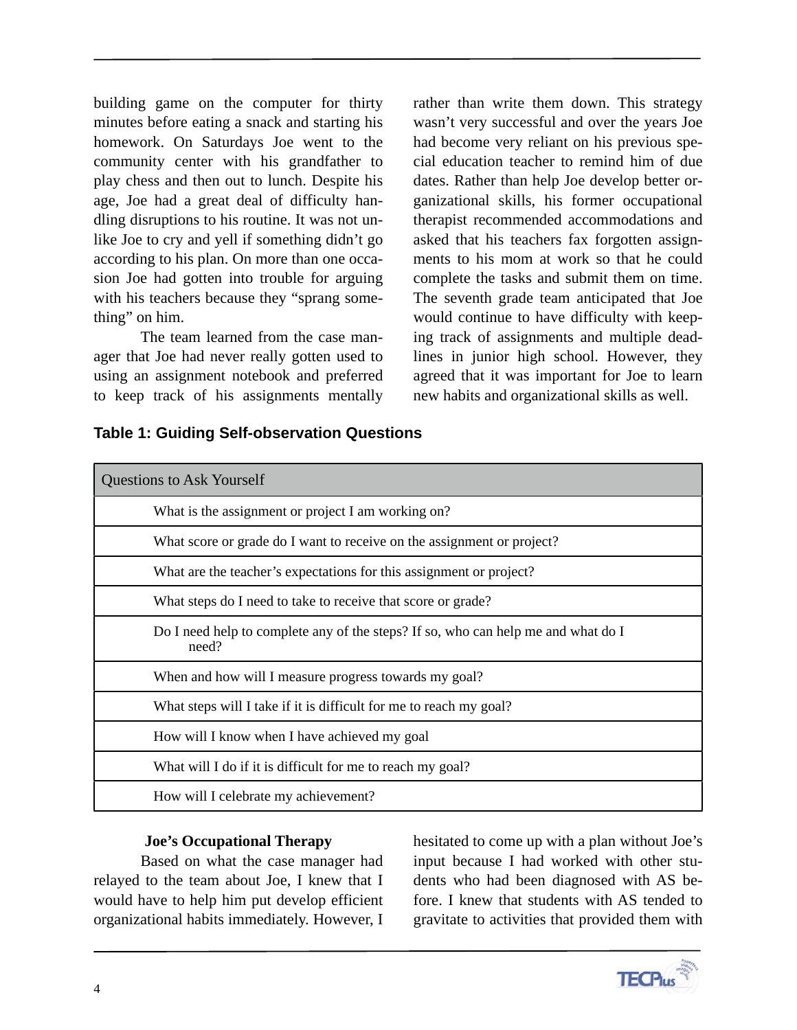building game on the computer for thirty minutes before eating a snack and starting his homework. On Saturdays Joe went to the community center with his grandfather to play chess and then out to lunch. Despite his age, Joe had a great deal of difficulty handling disruptions to his routine. It was not unlike Joe to cry and yell if something didn't go according to his plan. On more than one occasion Joe had gotten into trouble for arguing with his teachers because they "sprang something" on him.

The team learned from the case manager that Joe had never really gotten used to using an assignment notebook and preferred to keep track of his assignments mentally rather than write them down. This strategy wasn't very successful and over the years Joe had become very reliant on his previous special education teacher to remind him of due dates. Rather than help Joe develop better organizational skills, his former occupational therapist recommended accommodations and asked that his teachers fax forgotten assignments to his mom at work so that he could complete the tasks and submit them on time. The seventh grade team anticipated that Joe would continue to have difficulty with keeping track of assignments and multiple deadlines in junior high school. However, they agreed that it was important for Joe to learn new habits and organizational skills as well.

**Table 1: Guiding Self-observation Questions**

| Questions to Ask Yourself |
|---|
| What is the assignment or project I am working on? |
| What score or grade do I want to receive on the assignment or project? |
| What are the teacher's expectations for this assignment or project? |
| What steps do I need to take to receive that score or grade? |
| Do I need help to complete any of the steps? If so, who can help me and what do I need? |
| When and how will I measure progress towards my goal? |
| What steps will I take if it is difficult for me to reach my goal? |
| How will I know when I have achieved my goal |
| What will I do if it is difficult for me to reach my goal? |
| How will I celebrate my achievement? |

**Joe's Occupational Therapy**

Based on what the case manager had relayed to the team about Joe, I knew that I would have to help him put develop efficient organizational habits immediately. However, I hesitated to come up with a plan without Joe's input because I had worked with other students who had been diagnosed with AS before. I knew that students with AS tended to gravitate to activities that provided them with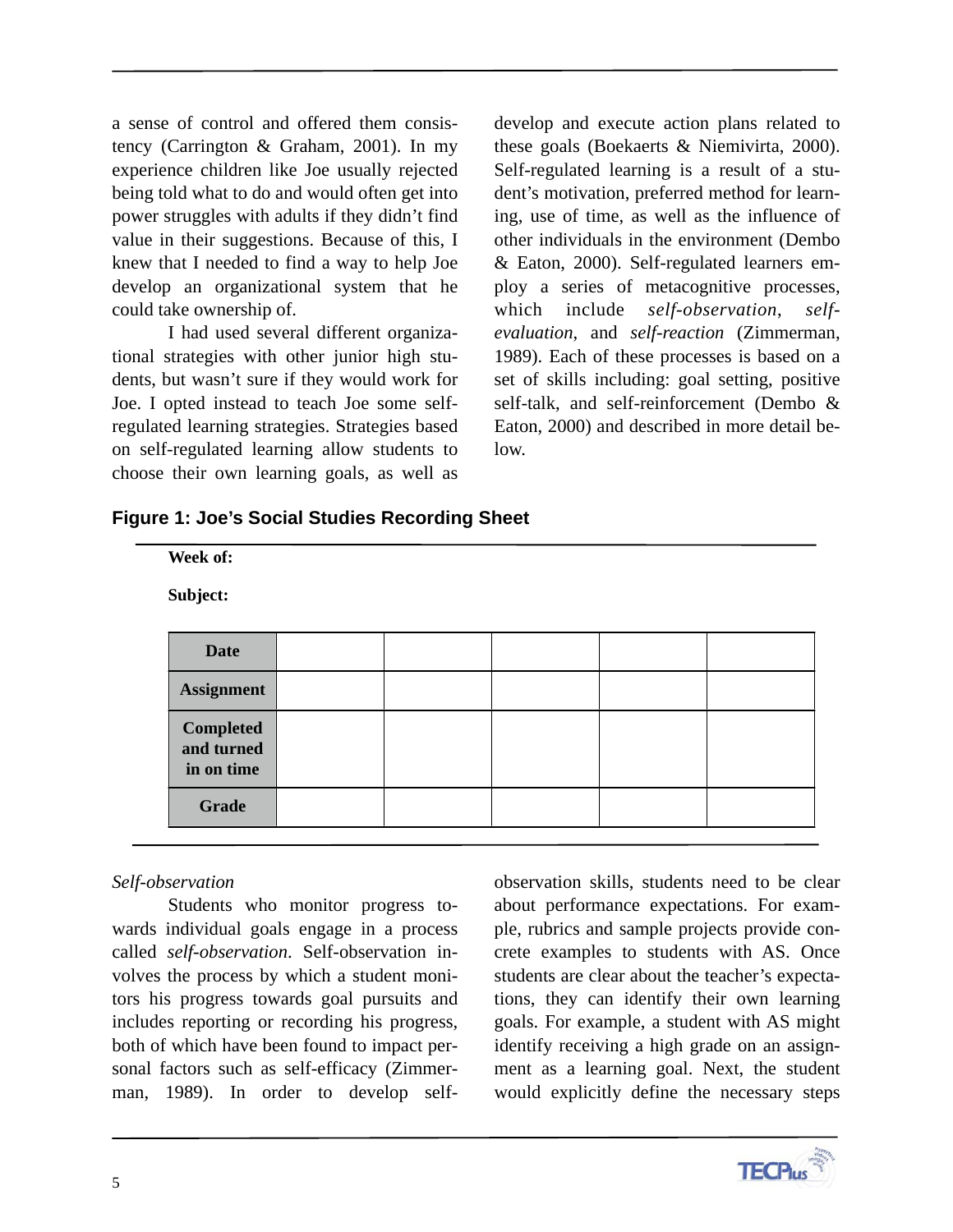a sense of control and offered them consistency (Carrington & Graham, 2001). In my experience children like Joe usually rejected being told what to do and would often get into power struggles with adults if they didn't find value in their suggestions. Because of this, I knew that I needed to find a way to help Joe develop an organizational system that he could take ownership of.

I had used several different organizational strategies with other junior high students, but wasn't sure if they would work for Joe. I opted instead to teach Joe some self-regulated learning strategies. Strategies based on self-regulated learning allow students to choose their own learning goals, as well as develop and execute action plans related to these goals (Boekaerts & Niemivirta, 2000). Self-regulated learning is a result of a student's motivation, preferred method for learning, use of time, as well as the influence of other individuals in the environment (Dembo & Eaton, 2000). Self-regulated learners employ a series of metacognitive processes, which include *self-observation*, *self-evaluation*, and *self-reaction* (Zimmerman, 1989). Each of these processes is based on a set of skills including: goal setting, positive self-talk, and self-reinforcement (Dembo & Eaton, 2000) and described in more detail below.

**Figure 1: Joe's Social Studies Recording Sheet**

**Week of:**

**Subject:**

| **Date** | | | | | |
|---|---|---|---|---|---|
| **Assignment** | | | | | |
| **Completed and turned in on time** | | | | | |
| **Grade** | | | | | |

*Self-observation*

Students who monitor progress towards individual goals engage in a process called *self-observation*. Self-observation involves the process by which a student monitors his progress towards goal pursuits and includes reporting or recording his progress, both of which have been found to impact personal factors such as self-efficacy (Zimmerman, 1989). In order to develop self-observation skills, students need to be clear about performance expectations. For example, rubrics and sample projects provide concrete examples to students with AS. Once students are clear about the teacher's expectations, they can identify their own learning goals. For example, a student with AS might identify receiving a high grade on an assignment as a learning goal. Next, the student would explicitly define the necessary steps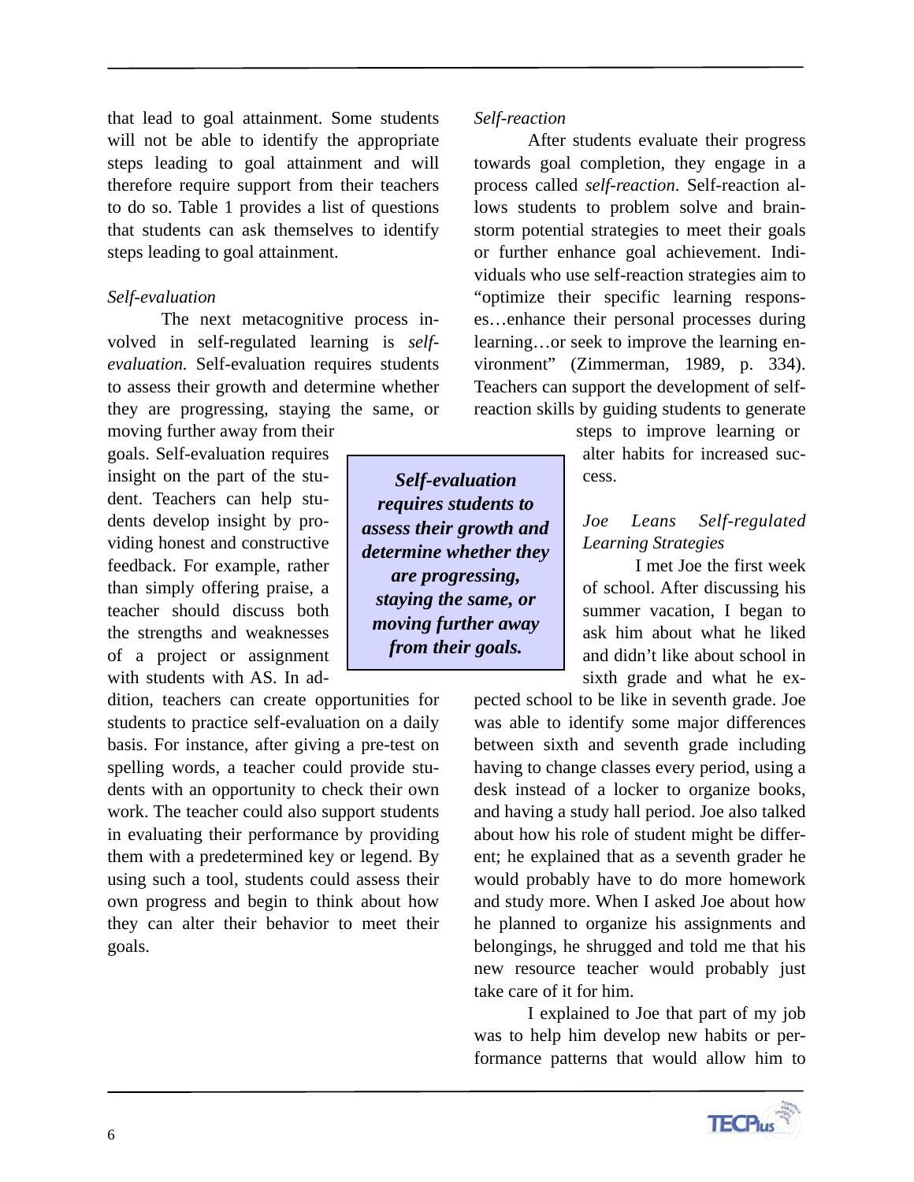that lead to goal attainment. Some students will not be able to identify the appropriate steps leading to goal attainment and will therefore require support from their teachers to do so. Table 1 provides a list of questions that students can ask themselves to identify steps leading to goal attainment.

*Self-evaluation*

The next metacognitive process involved in self-regulated learning is *self-evaluation.* Self-evaluation requires students to assess their growth and determine whether they are progressing, staying the same, or moving further away from their goals. Self-evaluation requires insight on the part of the student. Teachers can help students develop insight by providing honest and constructive feedback. For example, rather than simply offering praise, a teacher should discuss both the strengths and weaknesses of a project or assignment with students with AS. In addition, teachers can create opportunities for students to practice self-evaluation on a daily basis. For instance, after giving a pre-test on spelling words, a teacher could provide students with an opportunity to check their own work. The teacher could also support students in evaluating their performance by providing them with a predetermined key or legend. By using such a tool, students could assess their own progress and begin to think about how they can alter their behavior to meet their goals.

> ***Self-evaluation requires students to assess their growth and determine whether they are progressing, staying the same, or moving further away from their goals.***

*Self-reaction*

After students evaluate their progress towards goal completion, they engage in a process called *self-reaction*. Self-reaction allows students to problem solve and brainstorm potential strategies to meet their goals or further enhance goal achievement. Individuals who use self-reaction strategies aim to "optimize their specific learning responses…enhance their personal processes during learning…or seek to improve the learning environment" (Zimmerman, 1989, p. 334). Teachers can support the development of self-reaction skills by guiding students to generate steps to improve learning or alter habits for increased success.

*Joe Leans Self-regulated Learning Strategies*

I met Joe the first week of school. After discussing his summer vacation, I began to ask him about what he liked and didn't like about school in sixth grade and what he expected school to be like in seventh grade. Joe was able to identify some major differences between sixth and seventh grade including having to change classes every period, using a desk instead of a locker to organize books, and having a study hall period. Joe also talked about how his role of student might be different; he explained that as a seventh grader he would probably have to do more homework and study more. When I asked Joe about how he planned to organize his assignments and belongings, he shrugged and told me that his new resource teacher would probably just take care of it for him.

I explained to Joe that part of my job was to help him develop new habits or performance patterns that would allow him to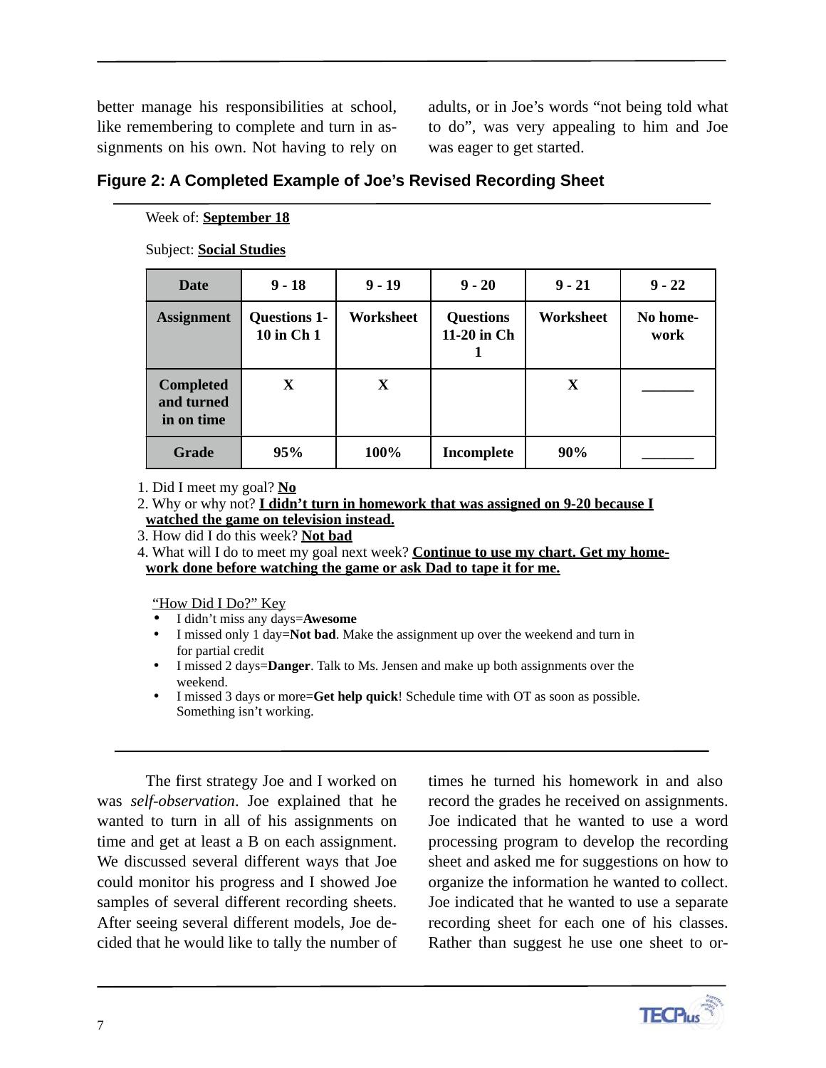better manage his responsibilities at school, like remembering to complete and turn in assignments on his own. Not having to rely on adults, or in Joe's words "not being told what to do", was very appealing to him and Joe was eager to get started.

### Figure 2: A Completed Example of Joe's Revised Recording Sheet

Week of: **September 18**

Subject: **Social Studies**

| Date | 9 - 18 | 9 - 19 | 9 - 20 | 9 - 21 | 9 - 22 |
|---|---|---|---|---|---|
| Assignment | Questions 1-10 in Ch 1 | Worksheet | Questions 11-20 in Ch 1 | Worksheet | No homework |
| Completed and turned in on time | X | X | | X | _______ |
| Grade | 95% | 100% | Incomplete | 90% | _______ |

1. Did I meet my goal? **No**
2. Why or why not? **I didn't turn in homework that was assigned on 9-20 because I watched the game on television instead.**
3. How did I do this week? **Not bad**
4. What will I do to meet my goal next week? **Continue to use my chart. Get my homework done before watching the game or ask Dad to tape it for me.**

"How Did I Do?" Key

- I didn't miss any days=**Awesome**
- I missed only 1 day=**Not bad**. Make the assignment up over the weekend and turn in for partial credit
- I missed 2 days=**Danger**. Talk to Ms. Jensen and make up both assignments over the weekend.
- I missed 3 days or more=**Get help quick**! Schedule time with OT as soon as possible. Something isn't working.

The first strategy Joe and I worked on was *self-observation*. Joe explained that he wanted to turn in all of his assignments on time and get at least a B on each assignment. We discussed several different ways that Joe could monitor his progress and I showed Joe samples of several different recording sheets. After seeing several different models, Joe decided that he would like to tally the number of times he turned his homework in and also record the grades he received on assignments. Joe indicated that he wanted to use a word processing program to develop the recording sheet and asked me for suggestions on how to organize the information he wanted to collect. Joe indicated that he wanted to use a separate recording sheet for each one of his classes. Rather than suggest he use one sheet to or-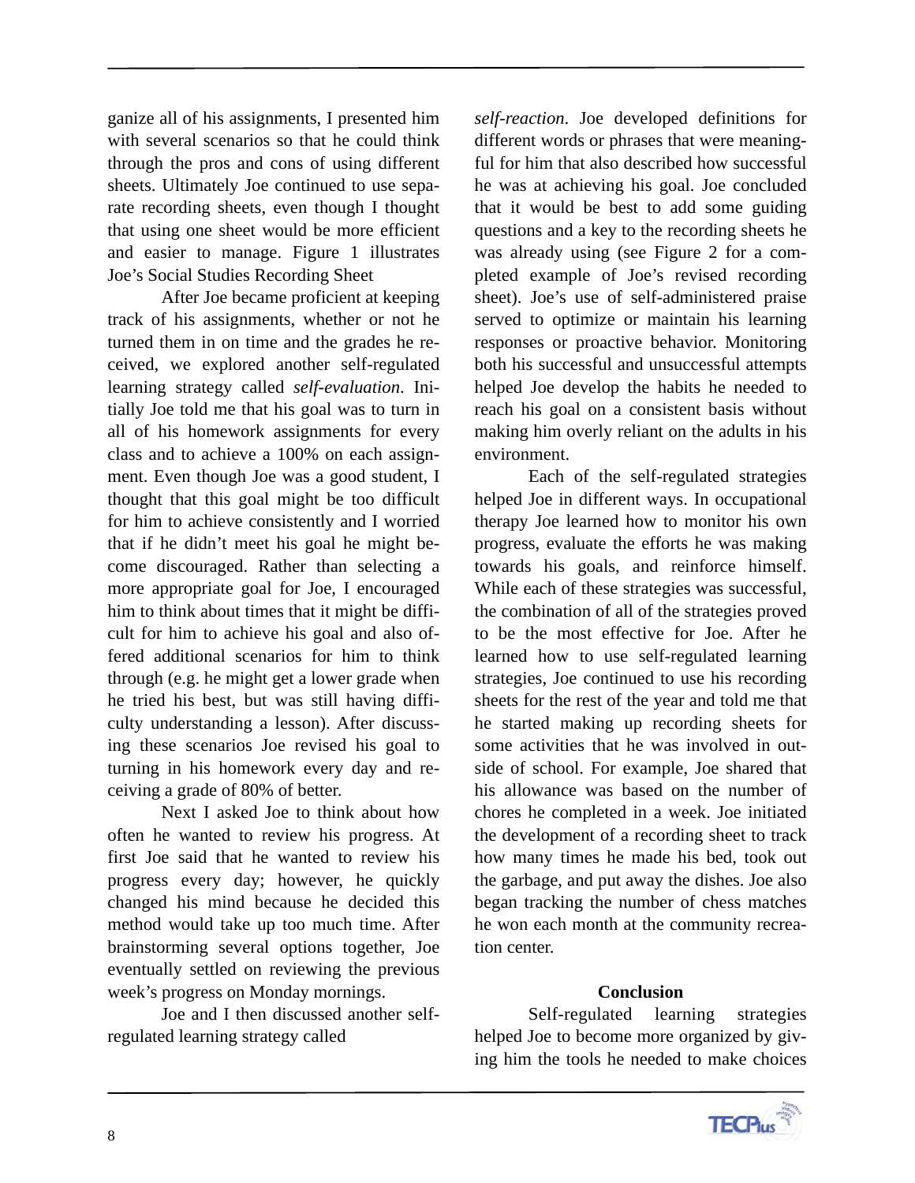ganize all of his assignments, I presented him with several scenarios so that he could think through the pros and cons of using different sheets. Ultimately Joe continued to use separate recording sheets, even though I thought that using one sheet would be more efficient and easier to manage. Figure 1 illustrates Joe's Social Studies Recording Sheet

After Joe became proficient at keeping track of his assignments, whether or not he turned them in on time and the grades he received, we explored another self-regulated learning strategy called *self-evaluation*. Initially Joe told me that his goal was to turn in all of his homework assignments for every class and to achieve a 100% on each assignment. Even though Joe was a good student, I thought that this goal might be too difficult for him to achieve consistently and I worried that if he didn't meet his goal he might become discouraged. Rather than selecting a more appropriate goal for Joe, I encouraged him to think about times that it might be difficult for him to achieve his goal and also offered additional scenarios for him to think through (e.g. he might get a lower grade when he tried his best, but was still having difficulty understanding a lesson). After discussing these scenarios Joe revised his goal to turning in his homework every day and receiving a grade of 80% of better.

Next I asked Joe to think about how often he wanted to review his progress. At first Joe said that he wanted to review his progress every day; however, he quickly changed his mind because he decided this method would take up too much time. After brainstorming several options together, Joe eventually settled on reviewing the previous week's progress on Monday mornings.

Joe and I then discussed another self-regulated learning strategy called *self-reaction*. Joe developed definitions for different words or phrases that were meaningful for him that also described how successful he was at achieving his goal. Joe concluded that it would be best to add some guiding questions and a key to the recording sheets he was already using (see Figure 2 for a completed example of Joe's revised recording sheet). Joe's use of self-administered praise served to optimize or maintain his learning responses or proactive behavior. Monitoring both his successful and unsuccessful attempts helped Joe develop the habits he needed to reach his goal on a consistent basis without making him overly reliant on the adults in his environment.

Each of the self-regulated strategies helped Joe in different ways. In occupational therapy Joe learned how to monitor his own progress, evaluate the efforts he was making towards his goals, and reinforce himself. While each of these strategies was successful, the combination of all of the strategies proved to be the most effective for Joe. After he learned how to use self-regulated learning strategies, Joe continued to use his recording sheets for the rest of the year and told me that he started making up recording sheets for some activities that he was involved in outside of school. For example, Joe shared that his allowance was based on the number of chores he completed in a week. Joe initiated the development of a recording sheet to track how many times he made his bed, took out the garbage, and put away the dishes. Joe also began tracking the number of chess matches he won each month at the community recreation center.

## Conclusion

Self-regulated learning strategies helped Joe to become more organized by giving him the tools he needed to make choices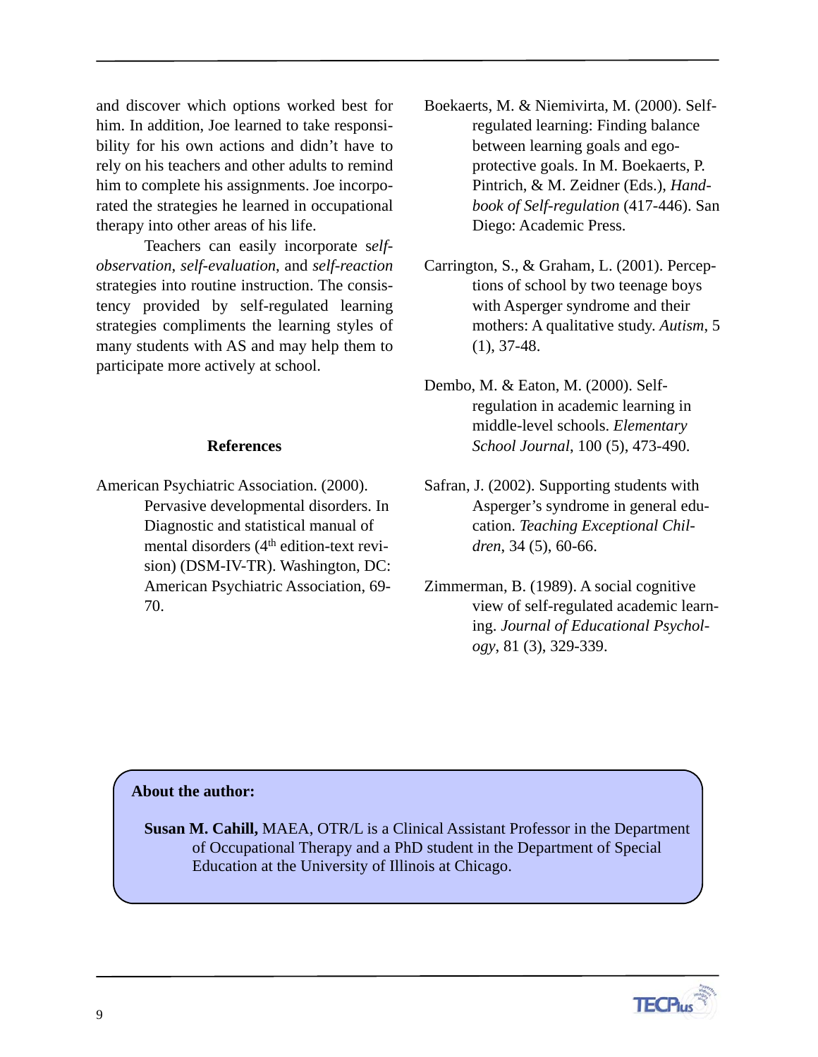and discover which options worked best for him. In addition, Joe learned to take responsibility for his own actions and didn't have to rely on his teachers and other adults to remind him to complete his assignments. Joe incorporated the strategies he learned in occupational therapy into other areas of his life.

Teachers can easily incorporate s*elf-observation*, *self-evaluation,* and *self-reaction* strategies into routine instruction. The consistency provided by self-regulated learning strategies compliments the learning styles of many students with AS and may help them to participate more actively at school.

## References

American Psychiatric Association. (2000). Pervasive developmental disorders. In Diagnostic and statistical manual of mental disorders (4th edition-text revision) (DSM-IV-TR). Washington, DC: American Psychiatric Association, 69-70.

Boekaerts, M. & Niemivirta, M. (2000). Self-regulated learning: Finding balance between learning goals and ego-protective goals. In M. Boekaerts, P. Pintrich, & M. Zeidner (Eds.), *Handbook of Self-regulation* (417-446). San Diego: Academic Press.

Carrington, S., & Graham, L. (2001). Perceptions of school by two teenage boys with Asperger syndrome and their mothers: A qualitative study. *Autism*, 5 (1), 37-48.

Dembo, M. & Eaton, M. (2000). Self-regulation in academic learning in middle-level schools. *Elementary School Journal*, 100 (5), 473-490.

Safran, J. (2002). Supporting students with Asperger's syndrome in general education. *Teaching Exceptional Children*, 34 (5), 60-66.

Zimmerman, B. (1989). A social cognitive view of self-regulated academic learning. *Journal of Educational Psychology*, 81 (3), 329-339.

**About the author:**

**Susan M. Cahill,** MAEA, OTR/L is a Clinical Assistant Professor in the Department of Occupational Therapy and a PhD student in the Department of Special Education at the University of Illinois at Chicago.